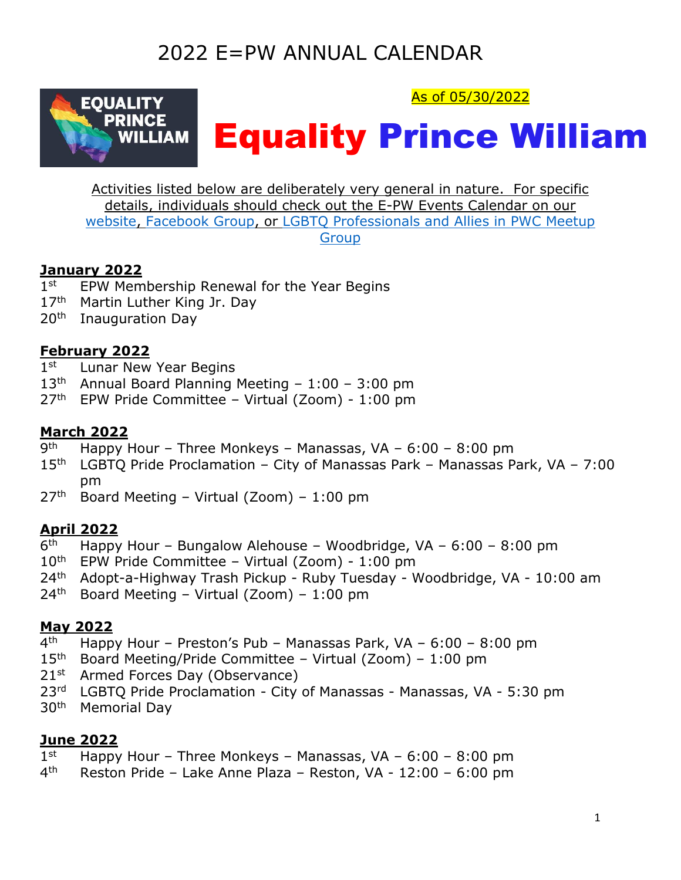# 2022 E=PW ANNUAL CALENDAR

As of 05/30/2022

**Equality Prince William**

Activities listed below are deliberately very general in nature. For specific details, individuals should check out the E-PW Events Calendar on our website, Facebook Group, or LGBTQ Professionals and Allies in PWC Meetup Group

## January 2022

1st EPW Membership Renewal for the Year Begins
17th Martin Luther King Jr. Day
20th Inauguration Day

## February 2022

1st Lunar New Year Begins
13th Annual Board Planning Meeting – 1:00 – 3:00 pm
27th EPW Pride Committee – Virtual (Zoom) - 1:00 pm

## March 2022

9th Happy Hour – Three Monkeys – Manassas, VA – 6:00 – 8:00 pm
15th LGBTQ Pride Proclamation – City of Manassas Park – Manassas Park, VA – 7:00 pm
27th Board Meeting – Virtual (Zoom) – 1:00 pm

## April 2022

6th Happy Hour – Bungalow Alehouse – Woodbridge, VA – 6:00 – 8:00 pm
10th EPW Pride Committee – Virtual (Zoom) - 1:00 pm
24th Adopt-a-Highway Trash Pickup - Ruby Tuesday - Woodbridge, VA - 10:00 am
24th Board Meeting – Virtual (Zoom) – 1:00 pm

## May 2022

4th Happy Hour – Preston's Pub – Manassas Park, VA – 6:00 – 8:00 pm
15th Board Meeting/Pride Committee – Virtual (Zoom) – 1:00 pm
21st Armed Forces Day (Observance)
23rd LGBTQ Pride Proclamation - City of Manassas - Manassas, VA - 5:30 pm
30th Memorial Day

## June 2022

1st Happy Hour – Three Monkeys – Manassas, VA – 6:00 – 8:00 pm
4th Reston Pride – Lake Anne Plaza – Reston, VA - 12:00 – 6:00 pm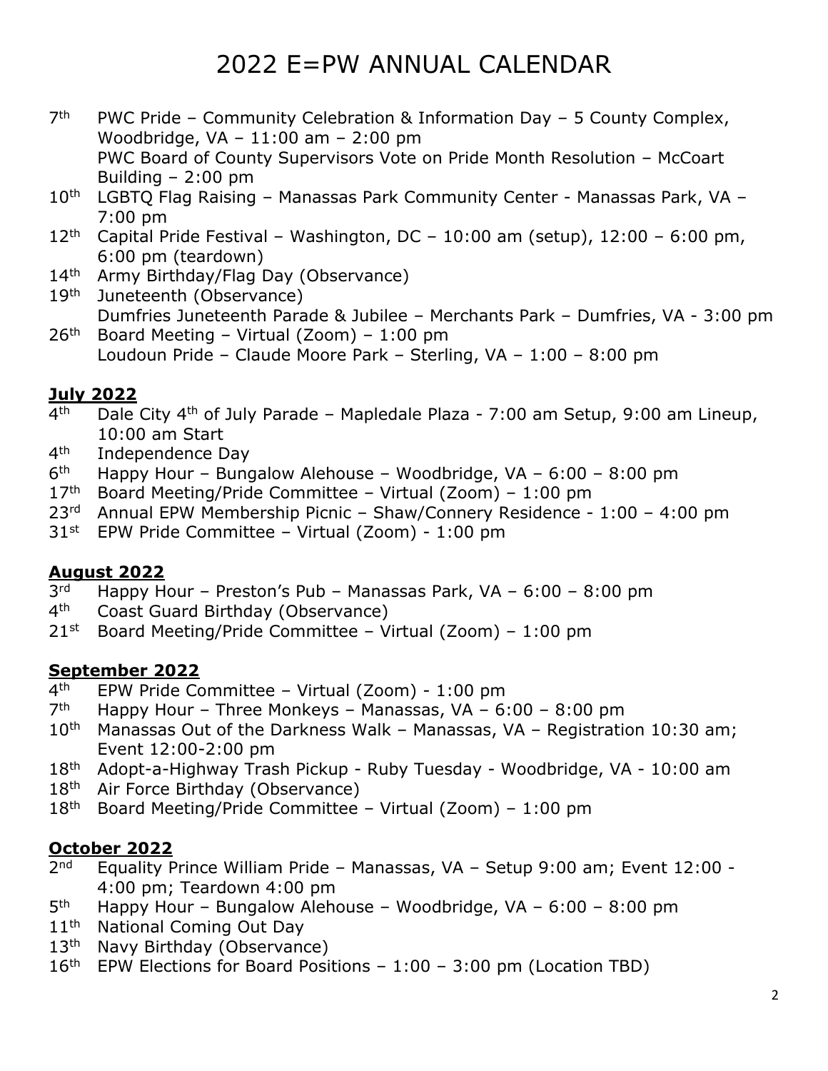# 2022 E=PW ANNUAL CALENDAR

7th PWC Pride – Community Celebration & Information Day – 5 County Complex, Woodbridge, VA – 11:00 am – 2:00 pm
PWC Board of County Supervisors Vote on Pride Month Resolution – McCoart Building – 2:00 pm
10th LGBTQ Flag Raising – Manassas Park Community Center - Manassas Park, VA – 7:00 pm
12th Capital Pride Festival – Washington, DC – 10:00 am (setup), 12:00 – 6:00 pm, 6:00 pm (teardown)
14th Army Birthday/Flag Day (Observance)
19th Juneteenth (Observance)
Dumfries Juneteenth Parade & Jubilee – Merchants Park – Dumfries, VA - 3:00 pm
26th Board Meeting – Virtual (Zoom) – 1:00 pm
Loudoun Pride – Claude Moore Park – Sterling, VA – 1:00 – 8:00 pm

**July 2022**

4th Dale City 4th of July Parade – Mapledale Plaza - 7:00 am Setup, 9:00 am Lineup, 10:00 am Start
4th Independence Day
6th Happy Hour – Bungalow Alehouse – Woodbridge, VA – 6:00 – 8:00 pm
17th Board Meeting/Pride Committee – Virtual (Zoom) – 1:00 pm
23rd Annual EPW Membership Picnic – Shaw/Connery Residence - 1:00 – 4:00 pm
31st EPW Pride Committee – Virtual (Zoom) - 1:00 pm

**August 2022**

3rd Happy Hour – Preston's Pub – Manassas Park, VA – 6:00 – 8:00 pm
4th Coast Guard Birthday (Observance)
21st Board Meeting/Pride Committee – Virtual (Zoom) – 1:00 pm

**September 2022**

4th EPW Pride Committee – Virtual (Zoom) - 1:00 pm
7th Happy Hour – Three Monkeys – Manassas, VA – 6:00 – 8:00 pm
10th Manassas Out of the Darkness Walk – Manassas, VA – Registration 10:30 am; Event 12:00-2:00 pm
18th Adopt-a-Highway Trash Pickup - Ruby Tuesday - Woodbridge, VA - 10:00 am
18th Air Force Birthday (Observance)
18th Board Meeting/Pride Committee – Virtual (Zoom) – 1:00 pm

**October 2022**

2nd Equality Prince William Pride – Manassas, VA – Setup 9:00 am; Event 12:00 - 4:00 pm; Teardown 4:00 pm
5th Happy Hour – Bungalow Alehouse – Woodbridge, VA – 6:00 – 8:00 pm
11th National Coming Out Day
13th Navy Birthday (Observance)
16th EPW Elections for Board Positions – 1:00 – 3:00 pm (Location TBD)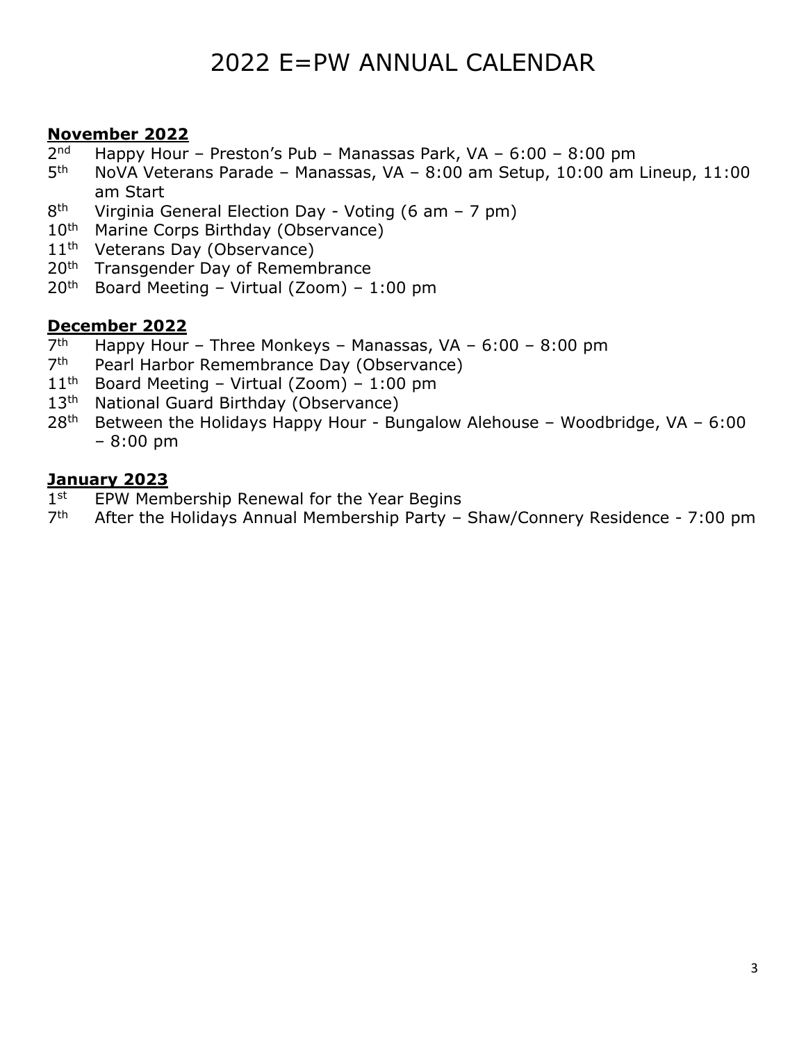# 2022 E=PW ANNUAL CALENDAR

**November 2022**

- 2nd Happy Hour – Preston's Pub – Manassas Park, VA – 6:00 – 8:00 pm
- 5th NoVA Veterans Parade – Manassas, VA – 8:00 am Setup, 10:00 am Lineup, 11:00 am Start
- 8th Virginia General Election Day - Voting (6 am – 7 pm)
- 10th Marine Corps Birthday (Observance)
- 11th Veterans Day (Observance)
- 20th Transgender Day of Remembrance
- 20th Board Meeting – Virtual (Zoom) – 1:00 pm

**December 2022**

- 7th Happy Hour – Three Monkeys – Manassas, VA – 6:00 – 8:00 pm
- 7th Pearl Harbor Remembrance Day (Observance)
- 11th Board Meeting – Virtual (Zoom) – 1:00 pm
- 13th National Guard Birthday (Observance)
- 28th Between the Holidays Happy Hour - Bungalow Alehouse – Woodbridge, VA – 6:00 – 8:00 pm

**January 2023**

- 1st EPW Membership Renewal for the Year Begins
- 7th After the Holidays Annual Membership Party – Shaw/Connery Residence - 7:00 pm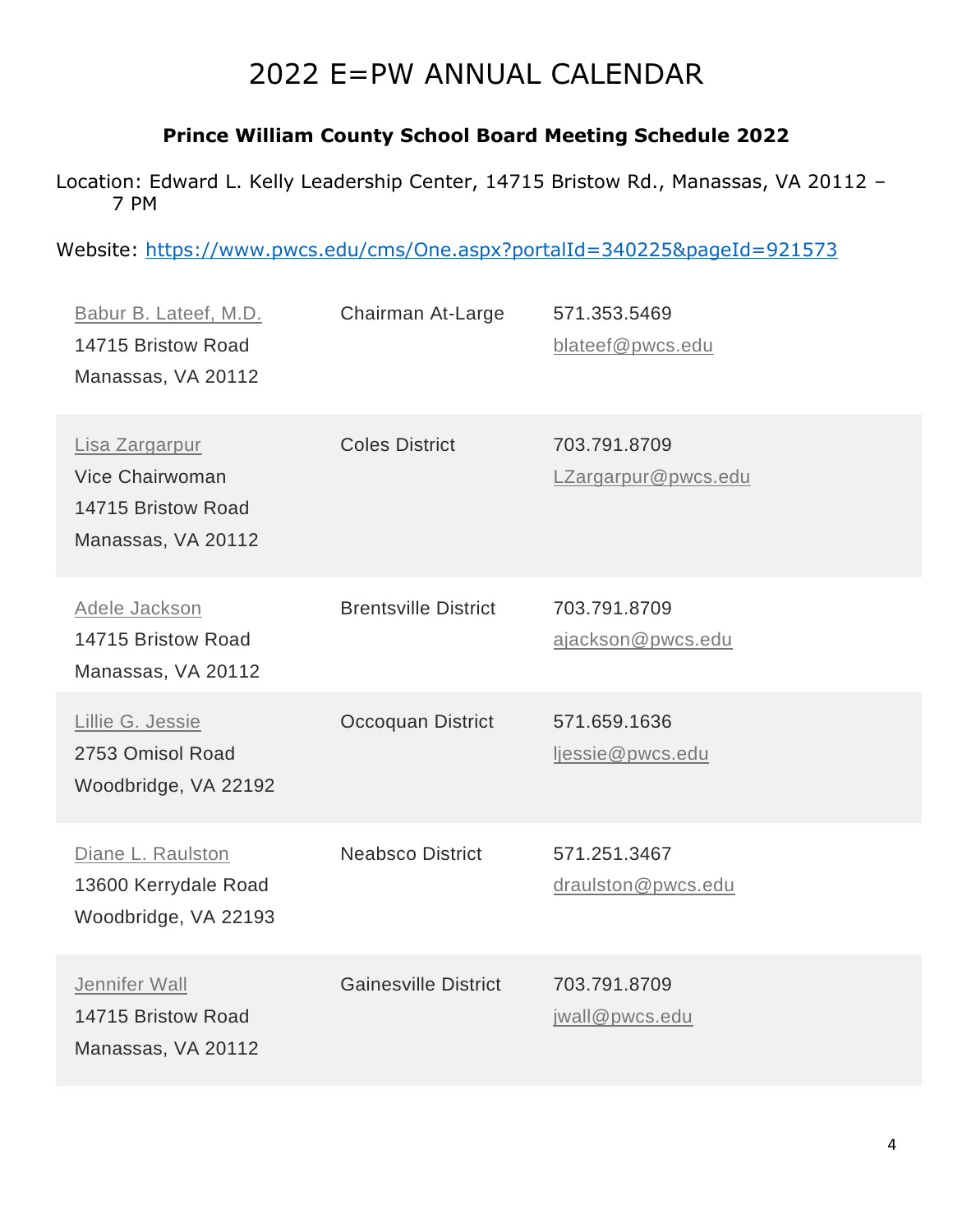# 2022 E=PW ANNUAL CALENDAR

**Prince William County School Board Meeting Schedule 2022**

Location: Edward L. Kelly Leadership Center, 14715 Bristow Rd., Manassas, VA 20112 – 7 PM

Website: https://www.pwcs.edu/cms/One.aspx?portalId=340225&pageId=921573

| | | |
|---|---|---|
| Babur B. Lateef, M.D.<br>14715 Bristow Road<br>Manassas, VA 20112 | Chairman At-Large | 571.353.5469<br>blateef@pwcs.edu |
| Lisa Zargarpur<br>Vice Chairwoman<br>14715 Bristow Road<br>Manassas, VA 20112 | Coles District | 703.791.8709<br>LZargarpur@pwcs.edu |
| Adele Jackson<br>14715 Bristow Road<br>Manassas, VA 20112 | Brentsville District | 703.791.8709<br>ajackson@pwcs.edu |
| Lillie G. Jessie<br>2753 Omisol Road<br>Woodbridge, VA 22192 | Occoquan District | 571.659.1636<br>ljessie@pwcs.edu |
| Diane L. Raulston<br>13600 Kerrydale Road<br>Woodbridge, VA 22193 | Neabsco District | 571.251.3467<br>draulston@pwcs.edu |
| Jennifer Wall<br>14715 Bristow Road<br>Manassas, VA 20112 | Gainesville District | 703.791.8709<br>jwall@pwcs.edu |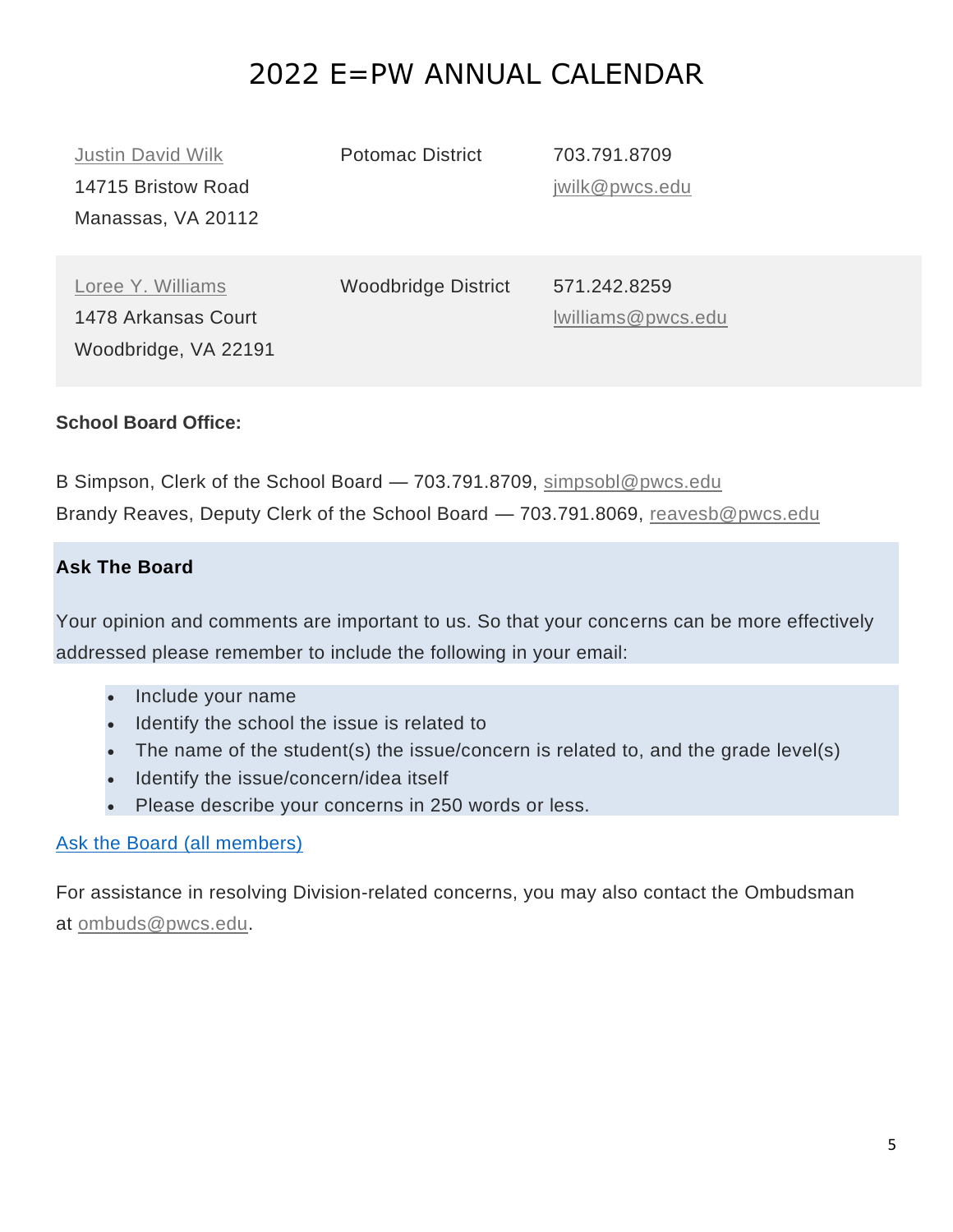# 2022 E=PW ANNUAL CALENDAR

| | | |
|---|---|---|
| Justin David Wilk<br>14715 Bristow Road<br>Manassas, VA 20112 | Potomac District | 703.791.8709<br>jwilk@pwcs.edu |
| Loree Y. Williams<br>1478 Arkansas Court<br>Woodbridge, VA 22191 | Woodbridge District | 571.242.8259<br>lwilliams@pwcs.edu |

**School Board Office:**

B Simpson, Clerk of the School Board — 703.791.8709, simpsobl@pwcs.edu
Brandy Reaves, Deputy Clerk of the School Board — 703.791.8069, reavesb@pwcs.edu

**Ask The Board**

Your opinion and comments are important to us. So that your concerns can be more effectively addressed please remember to include the following in your email:

- Include your name
- Identify the school the issue is related to
- The name of the student(s) the issue/concern is related to, and the grade level(s)
- Identify the issue/concern/idea itself
- Please describe your concerns in 250 words or less.

Ask the Board (all members)

For assistance in resolving Division-related concerns, you may also contact the Ombudsman at ombuds@pwcs.edu.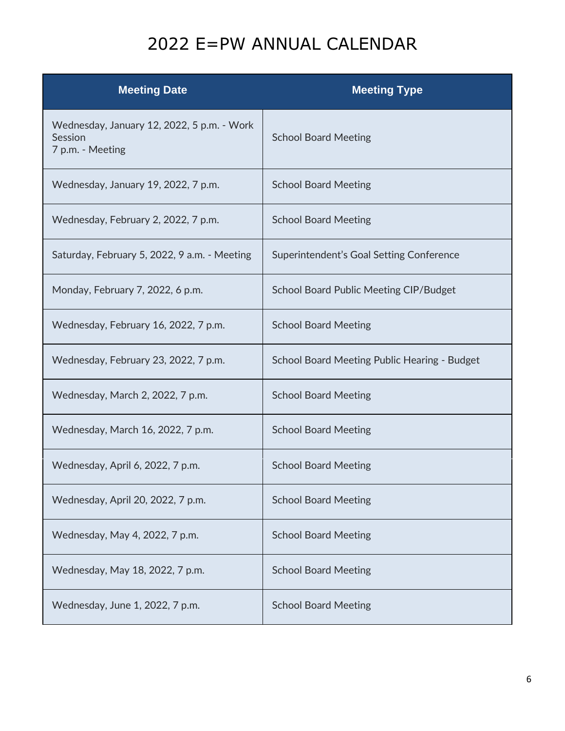# 2022 E=PW ANNUAL CALENDAR

| Meeting Date | Meeting Type |
|---|---|
| Wednesday, January 12, 2022, 5 p.m. - Work Session<br>7 p.m. - Meeting | School Board Meeting |
| Wednesday, January 19, 2022, 7 p.m. | School Board Meeting |
| Wednesday, February 2, 2022, 7 p.m. | School Board Meeting |
| Saturday, February 5, 2022, 9 a.m. - Meeting | Superintendent's Goal Setting Conference |
| Monday, February 7, 2022, 6 p.m. | School Board Public Meeting CIP/Budget |
| Wednesday, February 16, 2022, 7 p.m. | School Board Meeting |
| Wednesday, February 23, 2022, 7 p.m. | School Board Meeting Public Hearing - Budget |
| Wednesday, March 2, 2022, 7 p.m. | School Board Meeting |
| Wednesday, March 16, 2022, 7 p.m. | School Board Meeting |
| Wednesday, April 6, 2022, 7 p.m. | School Board Meeting |
| Wednesday, April 20, 2022, 7 p.m. | School Board Meeting |
| Wednesday, May 4, 2022, 7 p.m. | School Board Meeting |
| Wednesday, May 18, 2022, 7 p.m. | School Board Meeting |
| Wednesday, June 1, 2022, 7 p.m. | School Board Meeting |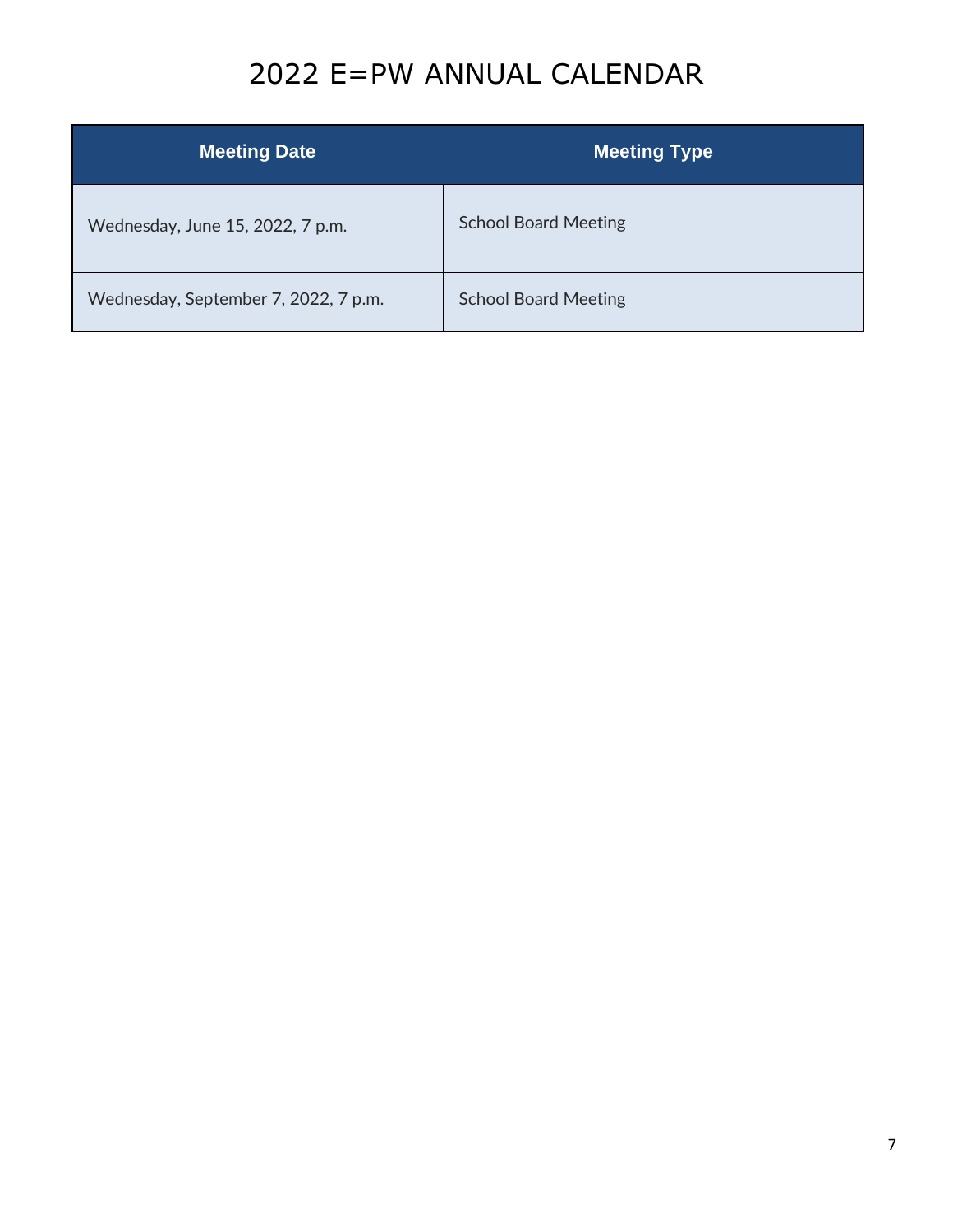# 2022 E=PW ANNUAL CALENDAR

| Meeting Date | Meeting Type |
| --- | --- |
| Wednesday, June 15, 2022, 7 p.m. | School Board Meeting |
| Wednesday, September 7, 2022, 7 p.m. | School Board Meeting |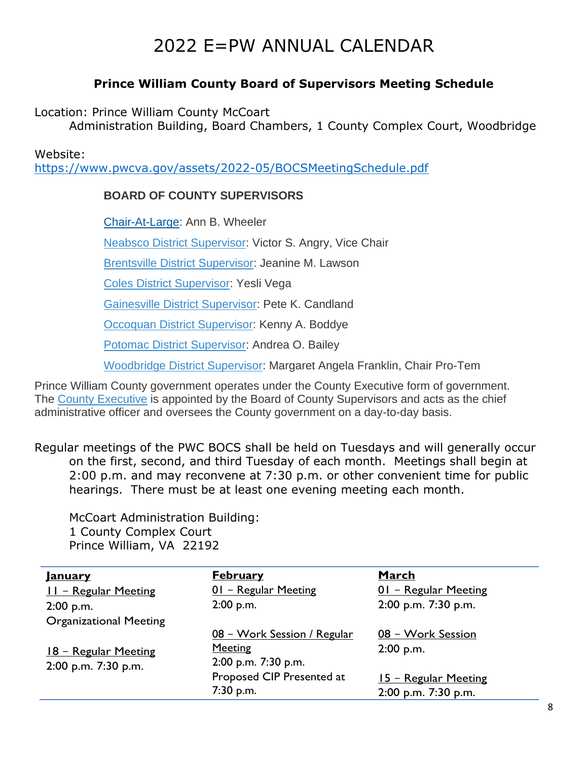# 2022 E=PW ANNUAL CALENDAR

## Prince William County Board of Supervisors Meeting Schedule

Location: Prince William County McCoart Administration Building, Board Chambers, 1 County Complex Court, Woodbridge

Website:
https://www.pwcva.gov/assets/2022-05/BOCSMeetingSchedule.pdf

### BOARD OF COUNTY SUPERVISORS

Chair-At-Large: Ann B. Wheeler

Neabsco District Supervisor: Victor S. Angry, Vice Chair

Brentsville District Supervisor: Jeanine M. Lawson

Coles District Supervisor: Yesli Vega

Gainesville District Supervisor: Pete K. Candland

Occoquan District Supervisor: Kenny A. Boddye

Potomac District Supervisor: Andrea O. Bailey

Woodbridge District Supervisor: Margaret Angela Franklin, Chair Pro-Tem

Prince William County government operates under the County Executive form of government. The County Executive is appointed by the Board of County Supervisors and acts as the chief administrative officer and oversees the County government on a day-to-day basis.

Regular meetings of the PWC BOCS shall be held on Tuesdays and will generally occur on the first, second, and third Tuesday of each month. Meetings shall begin at 2:00 p.m. and may reconvene at 7:30 p.m. or other convenient time for public hearings. There must be at least one evening meeting each month.

McCoart Administration Building:
1 County Complex Court
Prince William, VA 22192

| January | February | March |
|---|---|---|
| 11 – Regular Meeting<br>2:00 p.m.<br>Organizational Meeting | 01 – Regular Meeting<br>2:00 p.m. | 01 – Regular Meeting<br>2:00 p.m. 7:30 p.m. |
| 18 – Regular Meeting<br>2:00 p.m. 7:30 p.m. | 08 – Work Session / Regular Meeting<br>2:00 p.m. 7:30 p.m.<br>Proposed CIP Presented at 7:30 p.m. | 08 – Work Session<br>2:00 p.m. |
| | | 15 – Regular Meeting<br>2:00 p.m. 7:30 p.m. |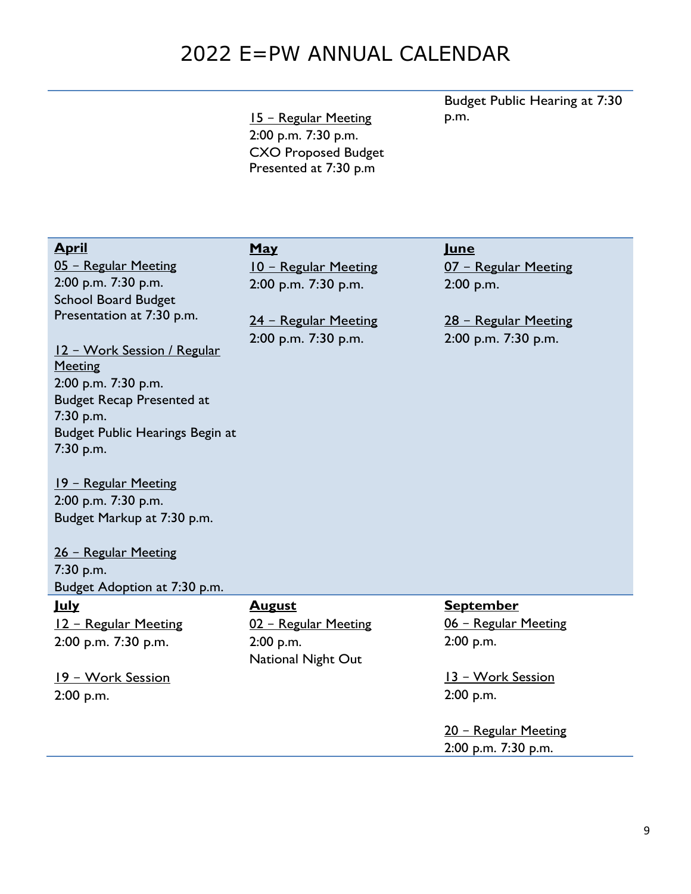# 2022 E=PW ANNUAL CALENDAR

| | | |
|---|---|---|
| | 15 – Regular Meeting<br>2:00 p.m. 7:30 p.m.<br>CXO Proposed Budget Presented at 7:30 p.m | Budget Public Hearing at 7:30 p.m. |
| **April**<br>05 – Regular Meeting<br>2:00 p.m. 7:30 p.m.<br>School Board Budget Presentation at 7:30 p.m.<br><br>12 – Work Session / Regular Meeting<br>2:00 p.m. 7:30 p.m.<br>Budget Recap Presented at 7:30 p.m.<br>Budget Public Hearings Begin at 7:30 p.m.<br><br>19 – Regular Meeting<br>2:00 p.m. 7:30 p.m.<br>Budget Markup at 7:30 p.m.<br><br>26 – Regular Meeting<br>7:30 p.m.<br>Budget Adoption at 7:30 p.m. | **May**<br>10 – Regular Meeting<br>2:00 p.m. 7:30 p.m.<br><br>24 – Regular Meeting<br>2:00 p.m. 7:30 p.m. | **June**<br>07 – Regular Meeting<br>2:00 p.m.<br><br>28 – Regular Meeting<br>2:00 p.m. 7:30 p.m. |
| **July**<br>12 – Regular Meeting<br>2:00 p.m. 7:30 p.m.<br><br>19 – Work Session<br>2:00 p.m. | **August**<br>02 – Regular Meeting<br>2:00 p.m.<br>National Night Out | **September**<br>06 – Regular Meeting<br>2:00 p.m.<br><br>13 – Work Session<br>2:00 p.m.<br><br>20 – Regular Meeting<br>2:00 p.m. 7:30 p.m. |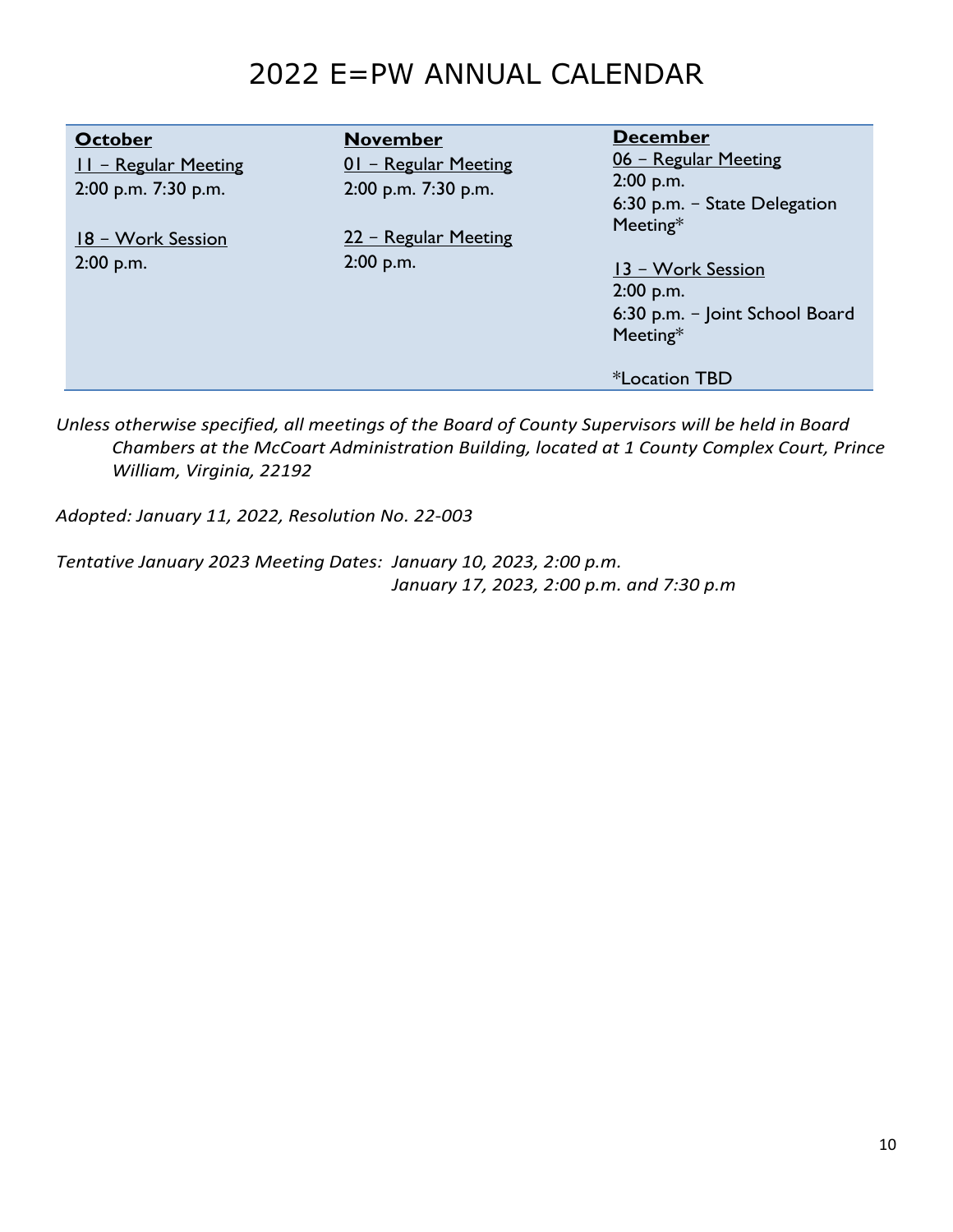# 2022 E=PW ANNUAL CALENDAR

| October | November | December |
|---|---|---|
| 11 – Regular Meeting<br>2:00 p.m. 7:30 p.m.<br><br>18 – Work Session<br>2:00 p.m. | 01 – Regular Meeting<br>2:00 p.m. 7:30 p.m.<br><br>22 – Regular Meeting<br>2:00 p.m. | 06 – Regular Meeting<br>2:00 p.m.<br>6:30 p.m. – State Delegation Meeting*<br><br>13 – Work Session<br>2:00 p.m.<br>6:30 p.m. – Joint School Board Meeting*<br><br>*Location TBD |

*Unless otherwise specified, all meetings of the Board of County Supervisors will be held in Board Chambers at the McCoart Administration Building, located at 1 County Complex Court, Prince William, Virginia, 22192*

*Adopted: January 11, 2022, Resolution No. 22-003*

*Tentative January 2023 Meeting Dates: January 10, 2023, 2:00 p.m.*
*January 17, 2023, 2:00 p.m. and 7:30 p.m*